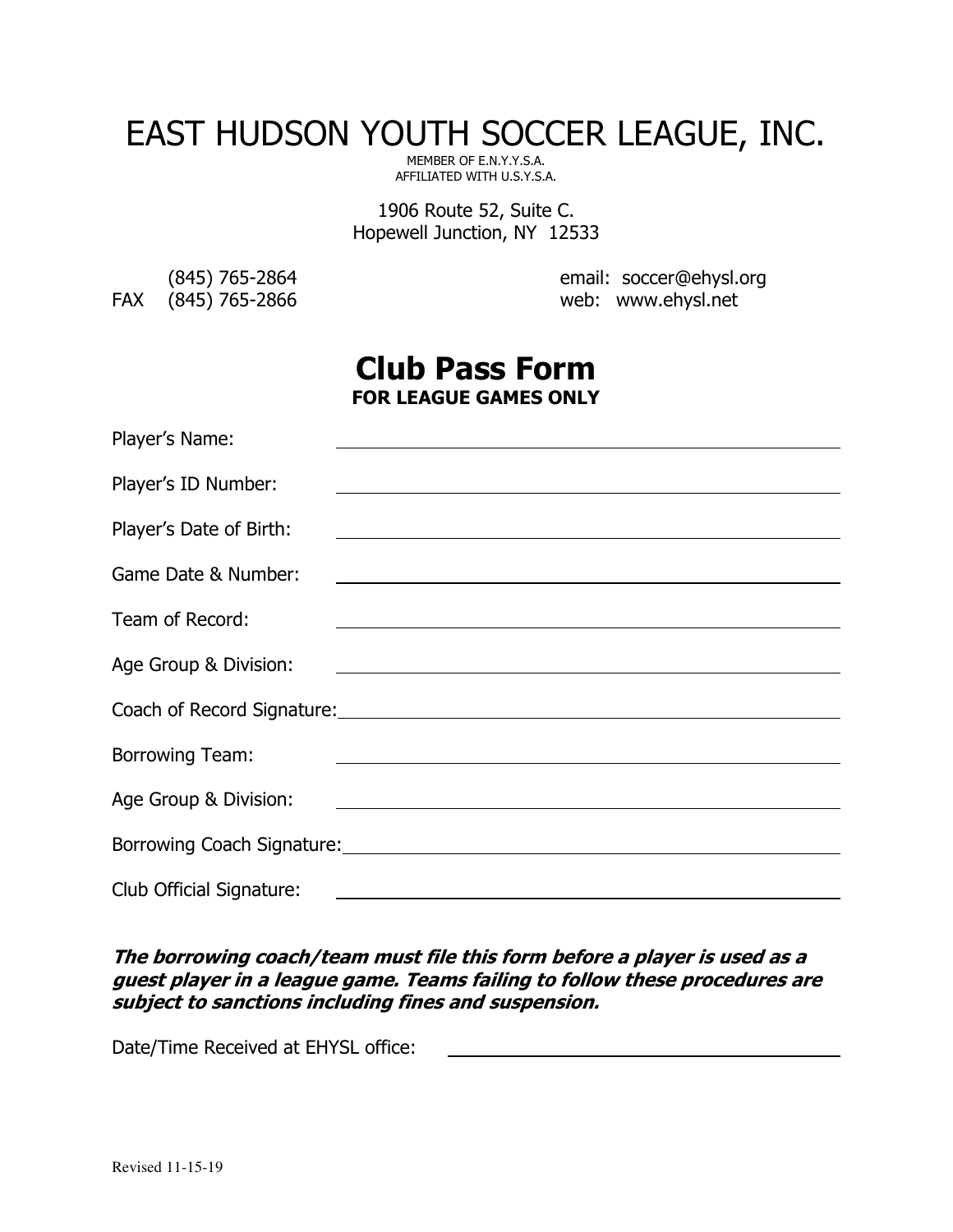# EAST HUDSON YOUTH SOCCER LEAGUE, INC.

MEMBER OF E.N.Y.Y.S.A.
AFFILIATED WITH U.S.Y.S.A.

1906 Route 52, Suite C.
Hopewell Junction, NY 12533

(845) 765-2864
FAX (845) 765-2866

email: soccer@ehysl.org
web: www.ehysl.net

## Club Pass Form

**FOR LEAGUE GAMES ONLY**

Player's Name: ______________________________

Player's ID Number: ______________________________

Player's Date of Birth: ______________________________

Game Date & Number: ______________________________

Team of Record: ______________________________

Age Group & Division: ______________________________

Coach of Record Signature: ______________________________

Borrowing Team: ______________________________

Age Group & Division: ______________________________

Borrowing Coach Signature: ______________________________

Club Official Signature: ______________________________

***The borrowing coach/team must file this form before a player is used as a guest player in a league game. Teams failing to follow these procedures are subject to sanctions including fines and suspension.***

Date/Time Received at EHYSL office: ______________________________

Revised 11-15-19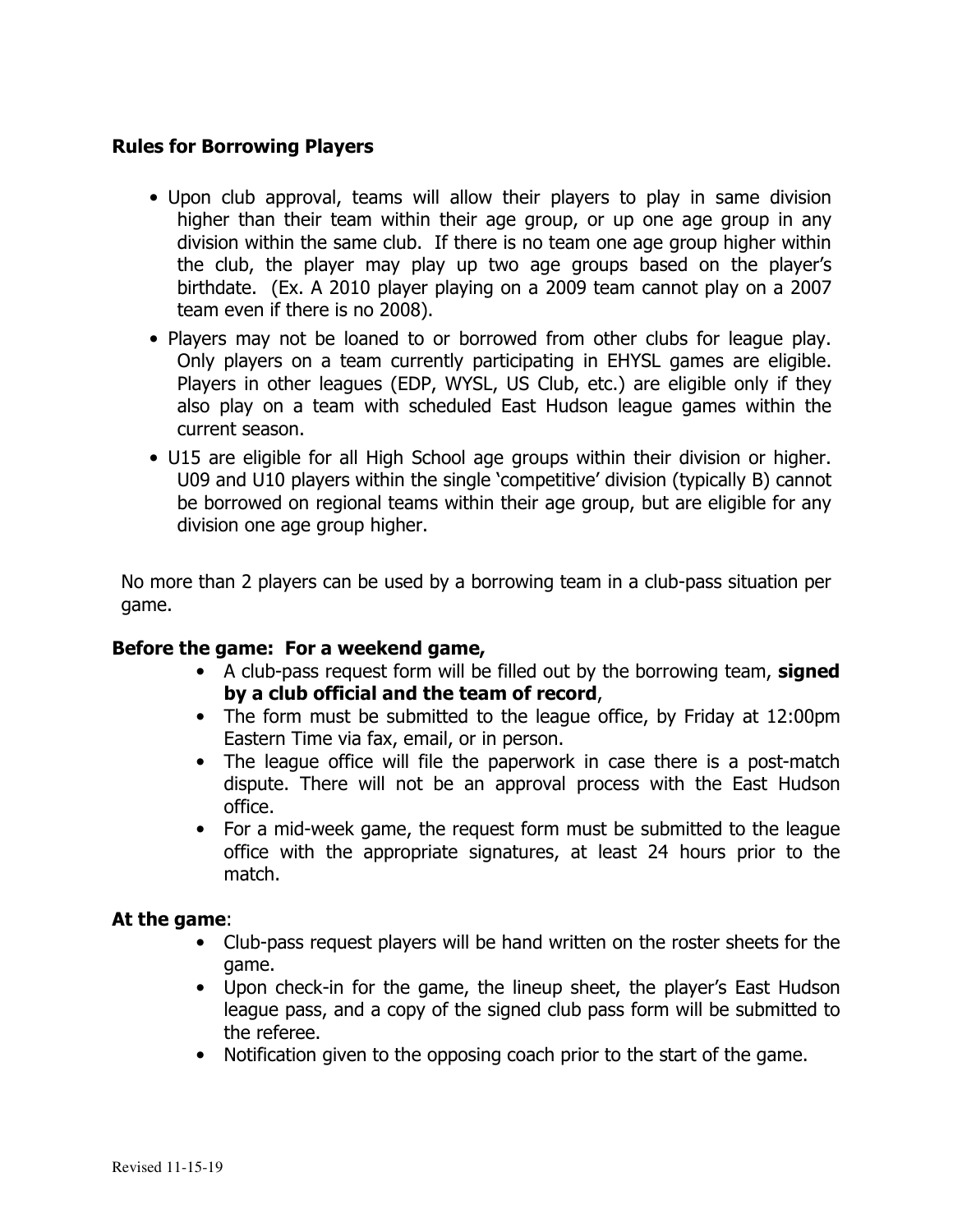**Rules for Borrowing Players**

- Upon club approval, teams will allow their players to play in same division higher than their team within their age group, or up one age group in any division within the same club. If there is no team one age group higher within the club, the player may play up two age groups based on the player's birthdate. (Ex. A 2010 player playing on a 2009 team cannot play on a 2007 team even if there is no 2008).
- Players may not be loaned to or borrowed from other clubs for league play. Only players on a team currently participating in EHYSL games are eligible. Players in other leagues (EDP, WYSL, US Club, etc.) are eligible only if they also play on a team with scheduled East Hudson league games within the current season.
- U15 are eligible for all High School age groups within their division or higher. U09 and U10 players within the single 'competitive' division (typically B) cannot be borrowed on regional teams within their age group, but are eligible for any division one age group higher.

No more than 2 players can be used by a borrowing team in a club-pass situation per game.

**Before the game: For a weekend game,**

- A club-pass request form will be filled out by the borrowing team, **signed by a club official and the team of record**,
- The form must be submitted to the league office, by Friday at 12:00pm Eastern Time via fax, email, or in person.
- The league office will file the paperwork in case there is a post-match dispute. There will not be an approval process with the East Hudson office.
- For a mid-week game, the request form must be submitted to the league office with the appropriate signatures, at least 24 hours prior to the match.

**At the game**:

- Club-pass request players will be hand written on the roster sheets for the game.
- Upon check-in for the game, the lineup sheet, the player's East Hudson league pass, and a copy of the signed club pass form will be submitted to the referee.
- Notification given to the opposing coach prior to the start of the game.

Revised 11-15-19